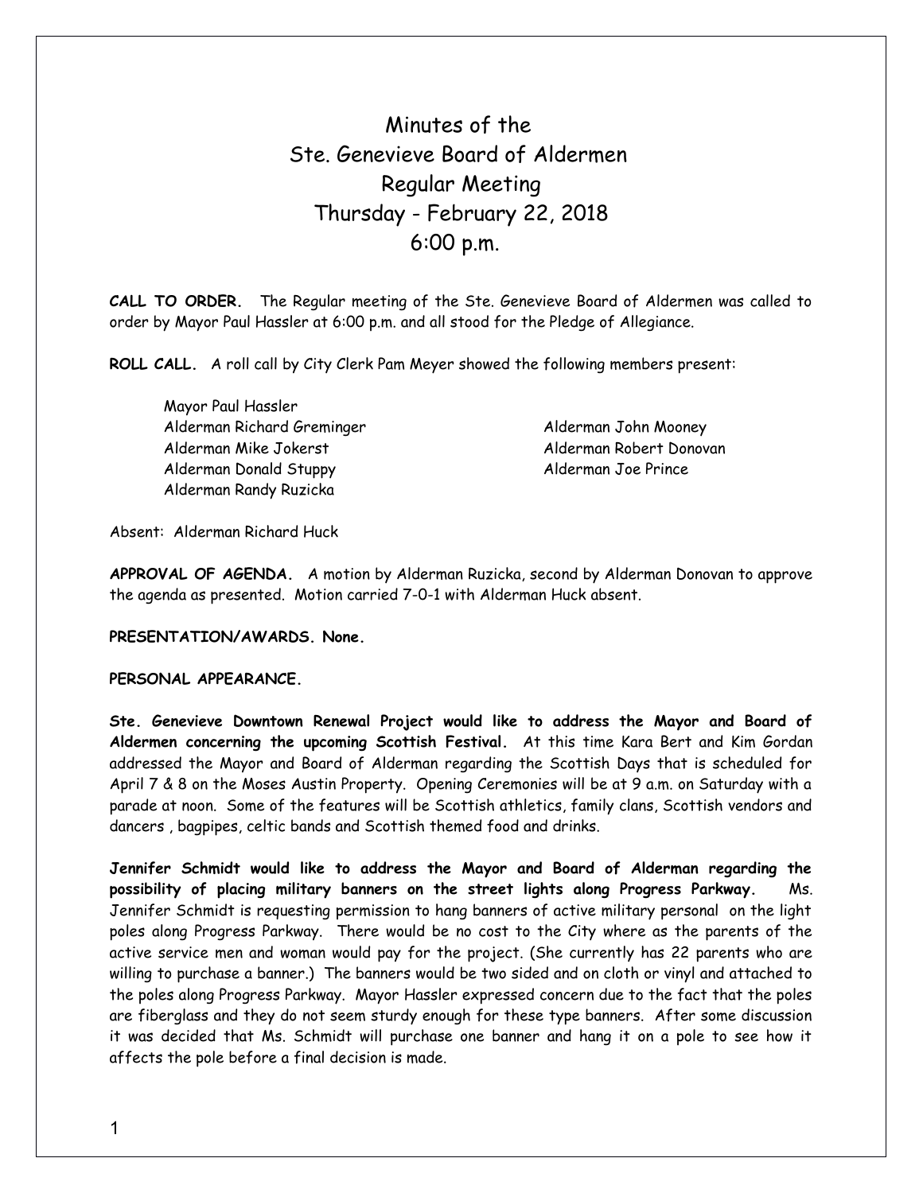# Minutes of the
# Ste. Genevieve Board of Aldermen
# Regular Meeting
# Thursday - February 22, 2018
# 6:00 p.m.

**CALL TO ORDER.** The Regular meeting of the Ste. Genevieve Board of Aldermen was called to order by Mayor Paul Hassler at 6:00 p.m. and all stood for the Pledge of Allegiance.

**ROLL CALL.** A roll call by City Clerk Pam Meyer showed the following members present:

Mayor Paul Hassler
Alderman Richard Greminger
Alderman Mike Jokerst
Alderman Donald Stuppy
Alderman Randy Ruzicka
Alderman John Mooney
Alderman Robert Donovan
Alderman Joe Prince

Absent: Alderman Richard Huck

**APPROVAL OF AGENDA.** A motion by Alderman Ruzicka, second by Alderman Donovan to approve the agenda as presented. Motion carried 7-0-1 with Alderman Huck absent.

**PRESENTATION/AWARDS. None.**

**PERSONAL APPEARANCE.**

**Ste. Genevieve Downtown Renewal Project would like to address the Mayor and Board of Aldermen concerning the upcoming Scottish Festival.** At this time Kara Bert and Kim Gordan addressed the Mayor and Board of Alderman regarding the Scottish Days that is scheduled for April 7 & 8 on the Moses Austin Property. Opening Ceremonies will be at 9 a.m. on Saturday with a parade at noon. Some of the features will be Scottish athletics, family clans, Scottish vendors and dancers , bagpipes, celtic bands and Scottish themed food and drinks.

**Jennifer Schmidt would like to address the Mayor and Board of Alderman regarding the possibility of placing military banners on the street lights along Progress Parkway.** Ms. Jennifer Schmidt is requesting permission to hang banners of active military personal on the light poles along Progress Parkway. There would be no cost to the City where as the parents of the active service men and woman would pay for the project. (She currently has 22 parents who are willing to purchase a banner.) The banners would be two sided and on cloth or vinyl and attached to the poles along Progress Parkway. Mayor Hassler expressed concern due to the fact that the poles are fiberglass and they do not seem sturdy enough for these type banners. After some discussion it was decided that Ms. Schmidt will purchase one banner and hang it on a pole to see how it affects the pole before a final decision is made.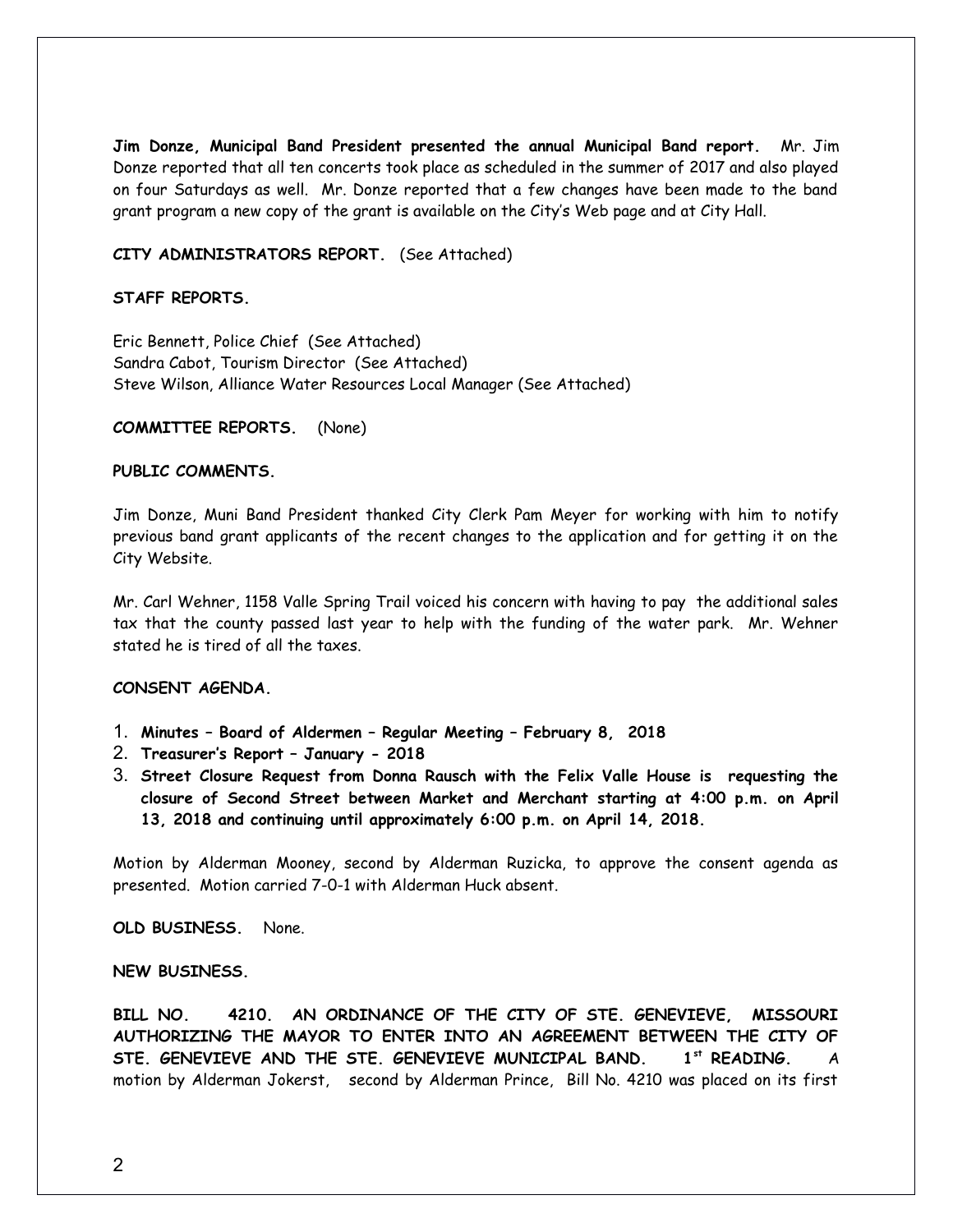**Jim Donze, Municipal Band President presented the annual Municipal Band report.** Mr. Jim Donze reported that all ten concerts took place as scheduled in the summer of 2017 and also played on four Saturdays as well. Mr. Donze reported that a few changes have been made to the band grant program a new copy of the grant is available on the City's Web page and at City Hall.

**CITY ADMINISTRATORS REPORT.** (See Attached)

**STAFF REPORTS.**

Eric Bennett, Police Chief (See Attached)
Sandra Cabot, Tourism Director (See Attached)
Steve Wilson, Alliance Water Resources Local Manager (See Attached)

**COMMITTEE REPORTS.** (None)

**PUBLIC COMMENTS.**

Jim Donze, Muni Band President thanked City Clerk Pam Meyer for working with him to notify previous band grant applicants of the recent changes to the application and for getting it on the City Website.

Mr. Carl Wehner, 1158 Valle Spring Trail voiced his concern with having to pay the additional sales tax that the county passed last year to help with the funding of the water park. Mr. Wehner stated he is tired of all the taxes.

**CONSENT AGENDA.**

1. **Minutes – Board of Aldermen – Regular Meeting – February 8, 2018**
2. **Treasurer's Report – January - 2018**
3. **Street Closure Request from Donna Rausch with the Felix Valle House is requesting the closure of Second Street between Market and Merchant starting at 4:00 p.m. on April 13, 2018 and continuing until approximately 6:00 p.m. on April 14, 2018.**

Motion by Alderman Mooney, second by Alderman Ruzicka, to approve the consent agenda as presented. Motion carried 7-0-1 with Alderman Huck absent.

**OLD BUSINESS.** None.

**NEW BUSINESS.**

**BILL NO. 4210. AN ORDINANCE OF THE CITY OF STE. GENEVIEVE, MISSOURI AUTHORIZING THE MAYOR TO ENTER INTO AN AGREEMENT BETWEEN THE CITY OF STE. GENEVIEVE AND THE STE. GENEVIEVE MUNICIPAL BAND. 1st READING.** A motion by Alderman Jokerst, second by Alderman Prince, Bill No. 4210 was placed on its first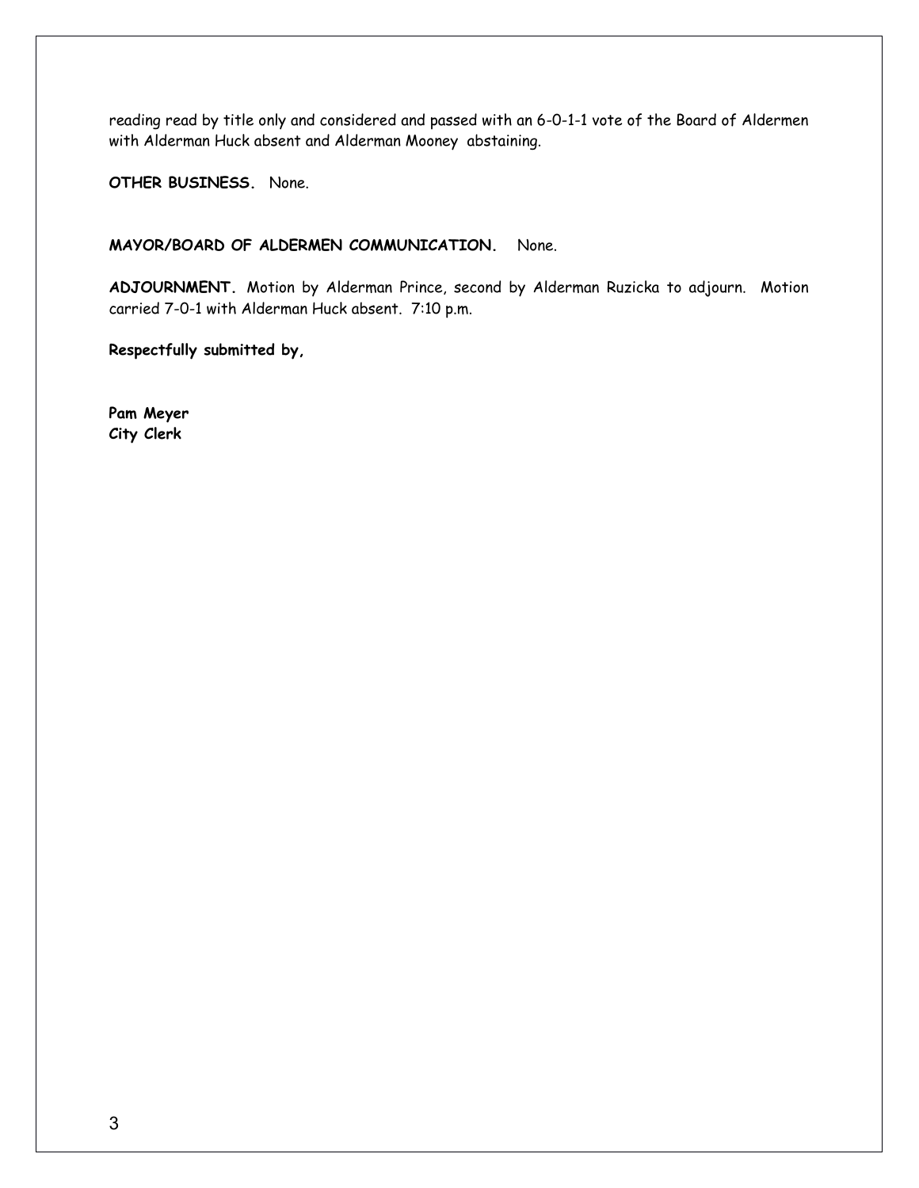reading read by title only and considered and passed with an 6-0-1-1 vote of the Board of Aldermen with Alderman Huck absent and Alderman Mooney abstaining.

**OTHER BUSINESS.** None.

**MAYOR/BOARD OF ALDERMEN COMMUNICATION.** None.

**ADJOURNMENT.** Motion by Alderman Prince, second by Alderman Ruzicka to adjourn. Motion carried 7-0-1 with Alderman Huck absent. 7:10 p.m.

**Respectfully submitted by,**

**Pam Meyer**
**City Clerk**